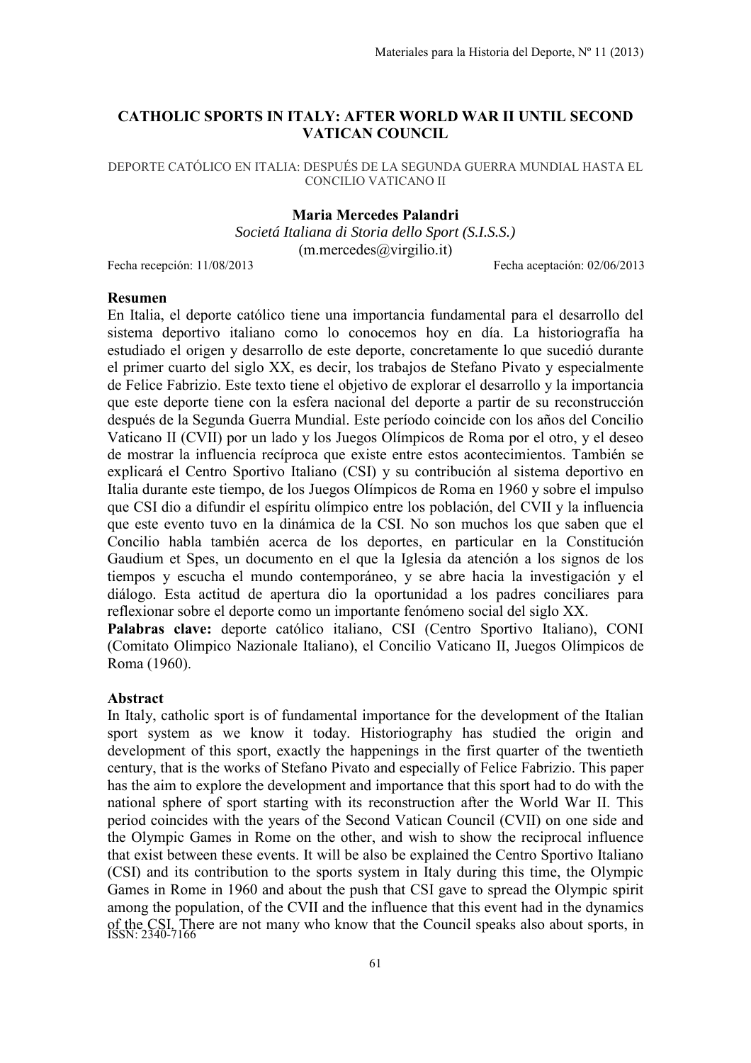# CATHOLIC SPORTS IN ITALY: AFTER WORLD WAR II UNTIL SECOND VATICAN COUNCIL

DEPORTE CATÓLICO EN ITALIA: DESPUÉS DE LA SEGUNDA GUERRA MUNDIAL HASTA EL CONCILIO VATICANO II

**Maria Mercedes Palandri**

*Societá Italiana di Storia dello Sport (S.I.S.S.)*

(m.mercedes@virgilio.it)

Fecha recepción: 11/08/2013 Fecha aceptación: 02/06/2013

### Resumen

En Italia, el deporte católico tiene una importancia fundamental para el desarrollo del sistema deportivo italiano como lo conocemos hoy en día. La historiografía ha estudiado el origen y desarrollo de este deporte, concretamente lo que sucedió durante el primer cuarto del siglo XX, es decir, los trabajos de Stefano Pivato y especialmente de Felice Fabrizio. Este texto tiene el objetivo de explorar el desarrollo y la importancia que este deporte tiene con la esfera nacional del deporte a partir de su reconstrucción después de la Segunda Guerra Mundial. Este período coincide con los años del Concilio Vaticano II (CVII) por un lado y los Juegos Olímpicos de Roma por el otro, y el deseo de mostrar la influencia recíproca que existe entre estos acontecimientos. También se explicará el Centro Sportivo Italiano (CSI) y su contribución al sistema deportivo en Italia durante este tiempo, de los Juegos Olímpicos de Roma en 1960 y sobre el impulso que CSI dio a difundir el espíritu olímpico entre los población, del CVII y la influencia que este evento tuvo en la dinámica de la CSI. No son muchos los que saben que el Concilio habla también acerca de los deportes, en particular en la Constitución Gaudium et Spes, un documento en el que la Iglesia da atención a los signos de los tiempos y escucha el mundo contemporáneo, y se abre hacia la investigación y el diálogo. Esta actitud de apertura dio la oportunidad a los padres conciliares para reflexionar sobre el deporte como un importante fenómeno social del siglo XX.

**Palabras clave:** deporte católico italiano, CSI (Centro Sportivo Italiano), CONI (Comitato Olimpico Nazionale Italiano), el Concilio Vaticano II, Juegos Olímpicos de Roma (1960).

### Abstract

In Italy, catholic sport is of fundamental importance for the development of the Italian sport system as we know it today. Historiography has studied the origin and development of this sport, exactly the happenings in the first quarter of the twentieth century, that is the works of Stefano Pivato and especially of Felice Fabrizio. This paper has the aim to explore the development and importance that this sport had to do with the national sphere of sport starting with its reconstruction after the World War II. This period coincides with the years of the Second Vatican Council (CVII) on one side and the Olympic Games in Rome on the other, and wish to show the reciprocal influence that exist between these events. It will be also be explained the Centro Sportivo Italiano (CSI) and its contribution to the sports system in Italy during this time, the Olympic Games in Rome in 1960 and about the push that CSI gave to spread the Olympic spirit among the population, of the CVII and the influence that this event had in the dynamics of the CSI. There are not many who know that the Council speaks also about sports, in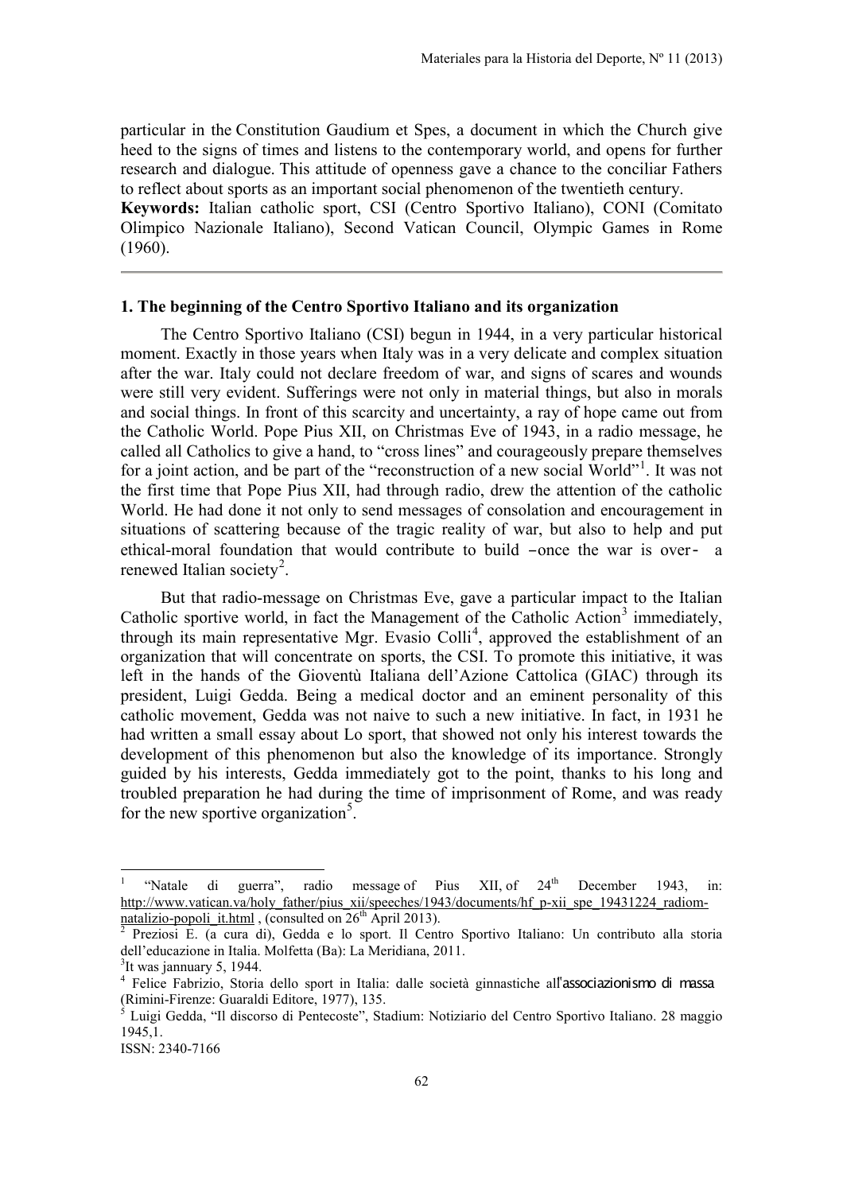particular in the Constitution Gaudium et Spes, a document in which the Church give heed to the signs of times and listens to the contemporary world, and opens for further research and dialogue. This attitude of openness gave a chance to the conciliar Fathers to reflect about sports as an important social phenomenon of the twentieth century.

**Keywords:** Italian catholic sport, CSI (Centro Sportivo Italiano), CONI (Comitato Olimpico Nazionale Italiano), Second Vatican Council, Olympic Games in Rome (1960).

---

## 1. The beginning of the Centro Sportivo Italiano and its organization

The Centro Sportivo Italiano (CSI) begun in 1944, in a very particular historical moment. Exactly in those years when Italy was in a very delicate and complex situation after the war. Italy could not declare freedom of war, and signs of scares and wounds were still very evident. Sufferings were not only in material things, but also in morals and social things. In front of this scarcity and uncertainty, a ray of hope came out from the Catholic World. Pope Pius XII, on Christmas Eve of 1943, in a radio message, he called all Catholics to give a hand, to "cross lines" and courageously prepare themselves for a joint action, and be part of the "reconstruction of a new social World"[1]. It was not the first time that Pope Pius XII, had through radio, drew the attention of the catholic World. He had done it not only to send messages of consolation and encouragement in situations of scattering because of the tragic reality of war, but also to help and put ethical-moral foundation that would contribute to build –once the war is over- a renewed Italian society[2].

But that radio-message on Christmas Eve, gave a particular impact to the Italian Catholic sportive world, in fact the Management of the Catholic Action[3] immediately, through its main representative Mgr. Evasio Colli[4], approved the establishment of an organization that will concentrate on sports, the CSI. To promote this initiative, it was left in the hands of the Gioventù Italiana dell'Azione Cattolica (GIAC) through its president, Luigi Gedda. Being a medical doctor and an eminent personality of this catholic movement, Gedda was not naive to such a new initiative. In fact, in 1931 he had written a small essay about Lo sport, that showed not only his interest towards the development of this phenomenon but also the knowledge of its importance. Strongly guided by his interests, Gedda immediately got to the point, thanks to his long and troubled preparation he had during the time of imprisonment of Rome, and was ready for the new sportive organization[5].

---

[1] "Natale di guerra", radio message of Pius XII, of 24th December 1943, in: http://www.vatican.va/holy_father/pius_xii/speeches/1943/documents/hf_p-xii_spe_19431224_radiom-natalizio-popoli_it.html , (consulted on 26th April 2013).

[2] Preziosi E. (a cura di), Gedda e lo sport. Il Centro Sportivo Italiano: Un contributo alla storia dell'educazione in Italia. Molfetta (Ba): La Meridiana, 2011.

[3] It was jannuary 5, 1944.

[4] Felice Fabrizio, Storia dello sport in Italia: dalle società ginnastiche all'associazionismo di massa (Rimini-Firenze: Guaraldi Editore, 1977), 135.

[5] Luigi Gedda, "Il discorso di Pentecoste", Stadium: Notiziario del Centro Sportivo Italiano. 28 maggio 1945,1.

ISSN: 2340-7166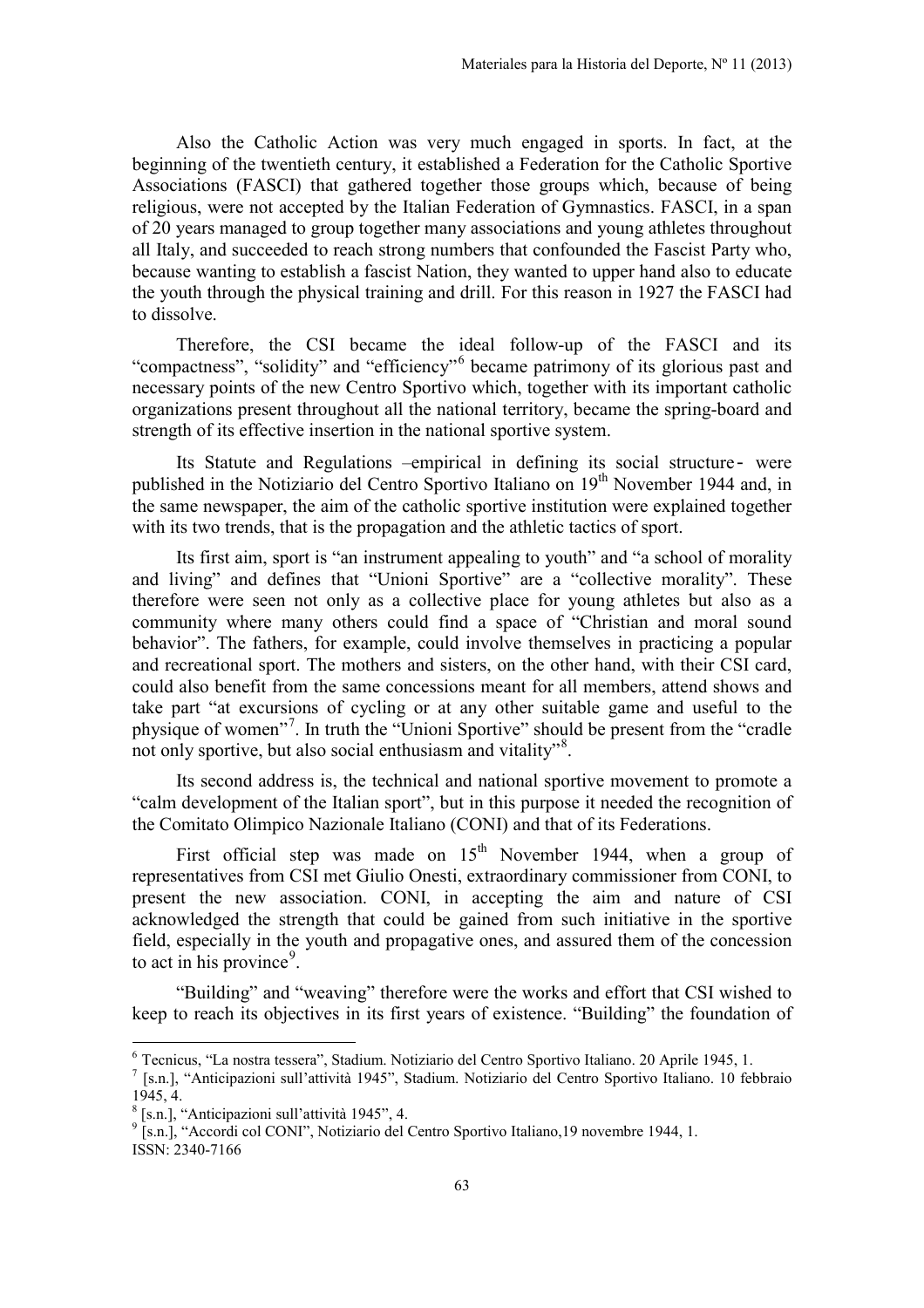Also the Catholic Action was very much engaged in sports. In fact, at the beginning of the twentieth century, it established a Federation for the Catholic Sportive Associations (FASCI) that gathered together those groups which, because of being religious, were not accepted by the Italian Federation of Gymnastics. FASCI, in a span of 20 years managed to group together many associations and young athletes throughout all Italy, and succeeded to reach strong numbers that confounded the Fascist Party who, because wanting to establish a fascist Nation, they wanted to upper hand also to educate the youth through the physical training and drill. For this reason in 1927 the FASCI had to dissolve.

Therefore, the CSI became the ideal follow-up of the FASCI and its "compactness", "solidity" and "efficiency"[6] became patrimony of its glorious past and necessary points of the new Centro Sportivo which, together with its important catholic organizations present throughout all the national territory, became the spring-board and strength of its effective insertion in the national sportive system.

Its Statute and Regulations –empirical in defining its social structure- were published in the Notiziario del Centro Sportivo Italiano on 19th November 1944 and, in the same newspaper, the aim of the catholic sportive institution were explained together with its two trends, that is the propagation and the athletic tactics of sport.

Its first aim, sport is "an instrument appealing to youth" and "a school of morality and living" and defines that "Unioni Sportive" are a "collective morality". These therefore were seen not only as a collective place for young athletes but also as a community where many others could find a space of "Christian and moral sound behavior". The fathers, for example, could involve themselves in practicing a popular and recreational sport. The mothers and sisters, on the other hand, with their CSI card, could also benefit from the same concessions meant for all members, attend shows and take part "at excursions of cycling or at any other suitable game and useful to the physique of women"[7]. In truth the "Unioni Sportive" should be present from the "cradle not only sportive, but also social enthusiasm and vitality"[8].

Its second address is, the technical and national sportive movement to promote a "calm development of the Italian sport", but in this purpose it needed the recognition of the Comitato Olimpico Nazionale Italiano (CONI) and that of its Federations.

First official step was made on 15th November 1944, when a group of representatives from CSI met Giulio Onesti, extraordinary commissioner from CONI, to present the new association. CONI, in accepting the aim and nature of CSI acknowledged the strength that could be gained from such initiative in the sportive field, especially in the youth and propagative ones, and assured them of the concession to act in his province[9].

"Building" and "weaving" therefore were the works and effort that CSI wished to keep to reach its objectives in its first years of existence. "Building" the foundation of

---

[6] Tecnicus, "La nostra tessera", Stadium. Notiziario del Centro Sportivo Italiano. 20 Aprile 1945, 1.

[7] [s.n.], "Anticipazioni sull'attività 1945", Stadium. Notiziario del Centro Sportivo Italiano. 10 febbraio 1945, 4.

[8] [s.n.], "Anticipazioni sull'attività 1945", 4.

[9] [s.n.], "Accordi col CONI", Notiziario del Centro Sportivo Italiano,19 novembre 1944, 1.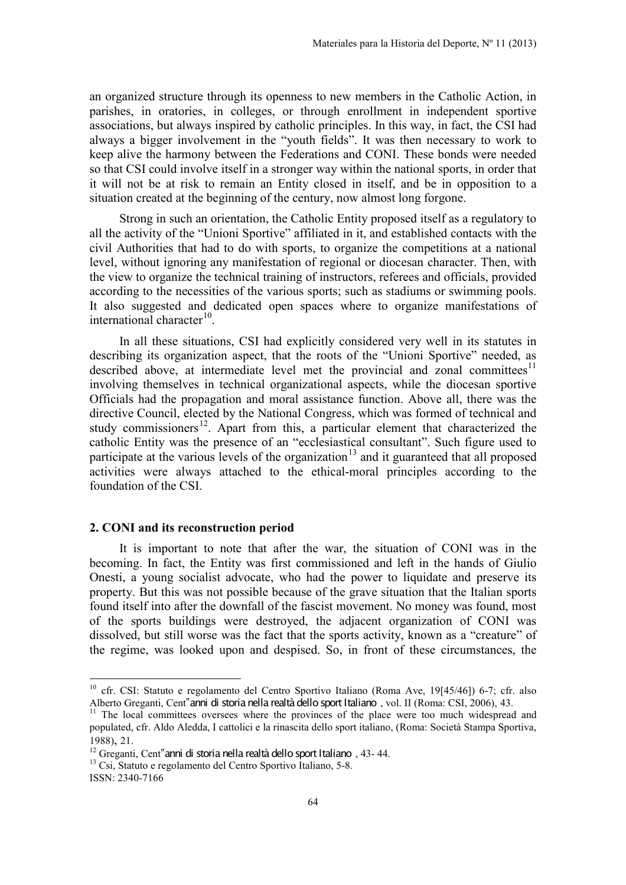an organized structure through its openness to new members in the Catholic Action, in parishes, in oratories, in colleges, or through enrollment in independent sportive associations, but always inspired by catholic principles. In this way, in fact, the CSI had always a bigger involvement in the "youth fields". It was then necessary to work to keep alive the harmony between the Federations and CONI. These bonds were needed so that CSI could involve itself in a stronger way within the national sports, in order that it will not be at risk to remain an Entity closed in itself, and be in opposition to a situation created at the beginning of the century, now almost long forgone.

Strong in such an orientation, the Catholic Entity proposed itself as a regulatory to all the activity of the "Unioni Sportive" affiliated in it, and established contacts with the civil Authorities that had to do with sports, to organize the competitions at a national level, without ignoring any manifestation of regional or diocesan character. Then, with the view to organize the technical training of instructors, referees and officials, provided according to the necessities of the various sports; such as stadiums or swimming pools. It also suggested and dedicated open spaces where to organize manifestations of international character[10].

In all these situations, CSI had explicitly considered very well in its statutes in describing its organization aspect, that the roots of the "Unioni Sportive" needed, as described above, at intermediate level met the provincial and zonal committees[11] involving themselves in technical organizational aspects, while the diocesan sportive Officials had the propagation and moral assistance function. Above all, there was the directive Council, elected by the National Congress, which was formed of technical and study commissioners[12]. Apart from this, a particular element that characterized the catholic Entity was the presence of an "ecclesiastical consultant". Such figure used to participate at the various levels of the organization[13] and it guaranteed that all proposed activities were always attached to the ethical-moral principles according to the foundation of the CSI.

## 2. CONI and its reconstruction period

It is important to note that after the war, the situation of CONI was in the becoming. In fact, the Entity was first commissioned and left in the hands of Giulio Onesti, a young socialist advocate, who had the power to liquidate and preserve its property. But this was not possible because of the grave situation that the Italian sports found itself into after the downfall of the fascist movement. No money was found, most of the sports buildings were destroyed, the adjacent organization of CONI was dissolved, but still worse was the fact that the sports activity, known as a "creature" of the regime, was looked upon and despised. So, in front of these circumstances, the

---

[10] cfr. CSI: Statuto e regolamento del Centro Sportivo Italiano (Roma Ave, 19[45/46]) 6-7; cfr. also Alberto Greganti, Cent"anni di storia nella realtà dello sport Italiano , vol. II (Roma: CSI, 2006), 43.

[11] The local committees oversees where the provinces of the place were too much widespread and populated, cfr. Aldo Aledda, I cattolici e la rinascita dello sport italiano, (Roma: Società Stampa Sportiva, 1988), 21.

[12] Greganti, Cent"anni di storia nella realtà dello sport Italiano , 43- 44.

[13] Csi, Statuto e regolamento del Centro Sportivo Italiano, 5-8.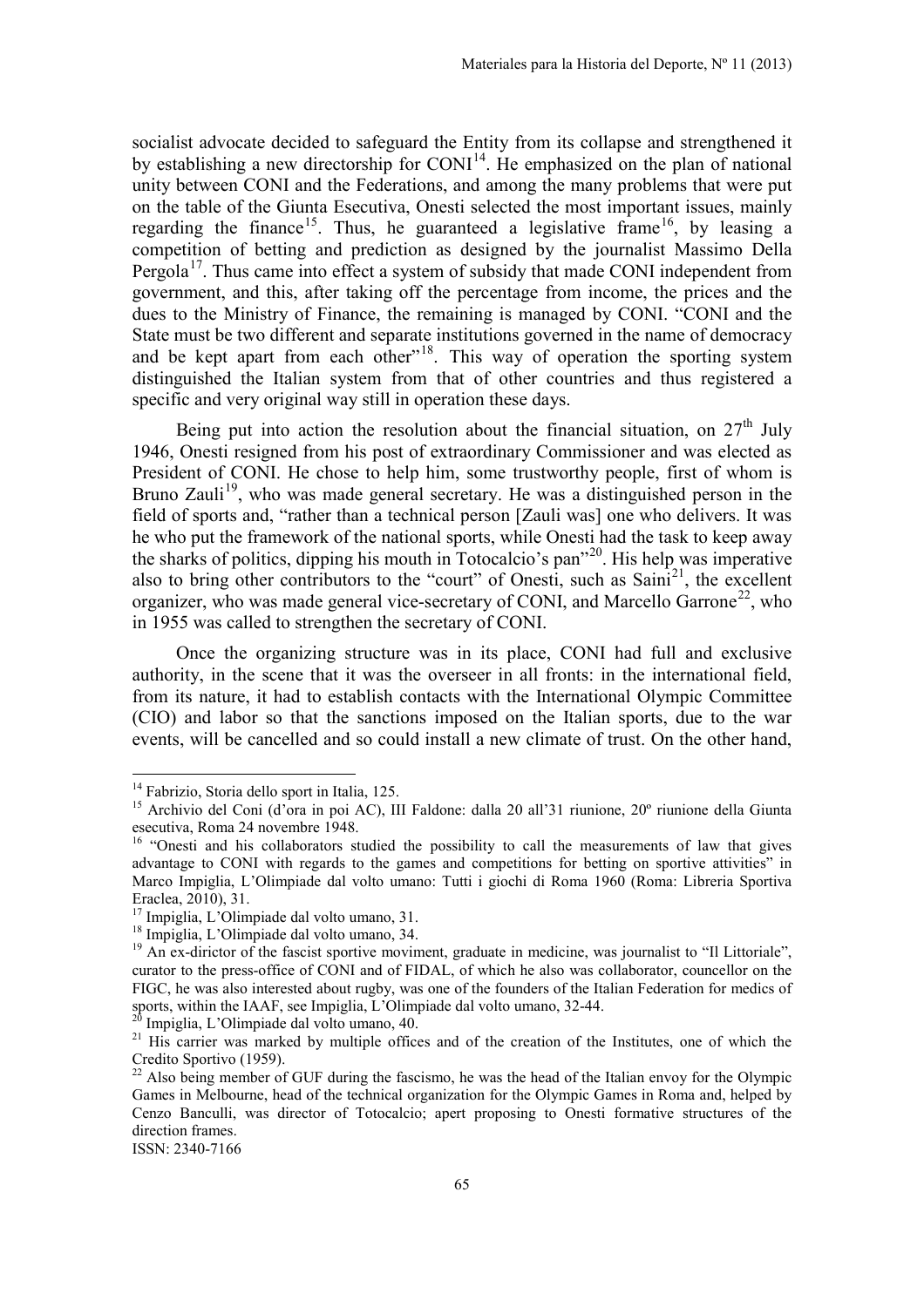socialist advocate decided to safeguard the Entity from its collapse and strengthened it by establishing a new directorship for CONI[14]. He emphasized on the plan of national unity between CONI and the Federations, and among the many problems that were put on the table of the Giunta Esecutiva, Onesti selected the most important issues, mainly regarding the finance[15]. Thus, he guaranteed a legislative frame[16], by leasing a competition of betting and prediction as designed by the journalist Massimo Della Pergola[17]. Thus came into effect a system of subsidy that made CONI independent from government, and this, after taking off the percentage from income, the prices and the dues to the Ministry of Finance, the remaining is managed by CONI. "CONI and the State must be two different and separate institutions governed in the name of democracy and be kept apart from each other"[18]. This way of operation the sporting system distinguished the Italian system from that of other countries and thus registered a specific and very original way still in operation these days.

Being put into action the resolution about the financial situation, on 27th July 1946, Onesti resigned from his post of extraordinary Commissioner and was elected as President of CONI. He chose to help him, some trustworthy people, first of whom is Bruno Zauli[19], who was made general secretary. He was a distinguished person in the field of sports and, "rather than a technical person [Zauli was] one who delivers. It was he who put the framework of the national sports, while Onesti had the task to keep away the sharks of politics, dipping his mouth in Totocalcio's pan"[20]. His help was imperative also to bring other contributors to the "court" of Onesti, such as Saini[21], the excellent organizer, who was made general vice-secretary of CONI, and Marcello Garrone[22], who in 1955 was called to strengthen the secretary of CONI.

Once the organizing structure was in its place, CONI had full and exclusive authority, in the scene that it was the overseer in all fronts: in the international field, from its nature, it had to establish contacts with the International Olympic Committee (CIO) and labor so that the sanctions imposed on the Italian sports, due to the war events, will be cancelled and so could install a new climate of trust. On the other hand,

---

[14] Fabrizio, Storia dello sport in Italia, 125.

[15] Archivio del Coni (d'ora in poi AC), III Faldone: dalla 20 all'31 riunione, 20º riunione della Giunta esecutiva, Roma 24 novembre 1948.

[16] "Onesti and his collaborators studied the possibility to call the measurements of law that gives advantage to CONI with regards to the games and competitions for betting on sportive attivities" in Marco Impiglia, L'Olimpiade dal volto umano: Tutti i giochi di Roma 1960 (Roma: Libreria Sportiva Eraclea, 2010), 31.

[17] Impiglia, L'Olimpiade dal volto umano, 31.

[18] Impiglia, L'Olimpiade dal volto umano, 34.

[19] An ex-dirictor of the fascist sportive moviment, graduate in medicine, was journalist to "Il Littoriale", curator to the press-office of CONI and of FIDAL, of which he also was collaborator, councellor on the FIGC, he was also interested about rugby, was one of the founders of the Italian Federation for medics of sports, within the IAAF, see Impiglia, L'Olimpiade dal volto umano, 32-44.

[20] Impiglia, L'Olimpiade dal volto umano, 40.

[21] His carrier was marked by multiple offices and of the creation of the Institutes, one of which the Credito Sportivo (1959).

[22] Also being member of GUF during the fascismo, he was the head of the Italian envoy for the Olympic Games in Melbourne, head of the technical organization for the Olympic Games in Roma and, helped by Cenzo Banculli, was director of Totocalcio; apert proposing to Onesti formative structures of the direction frames.

ISSN: 2340-7166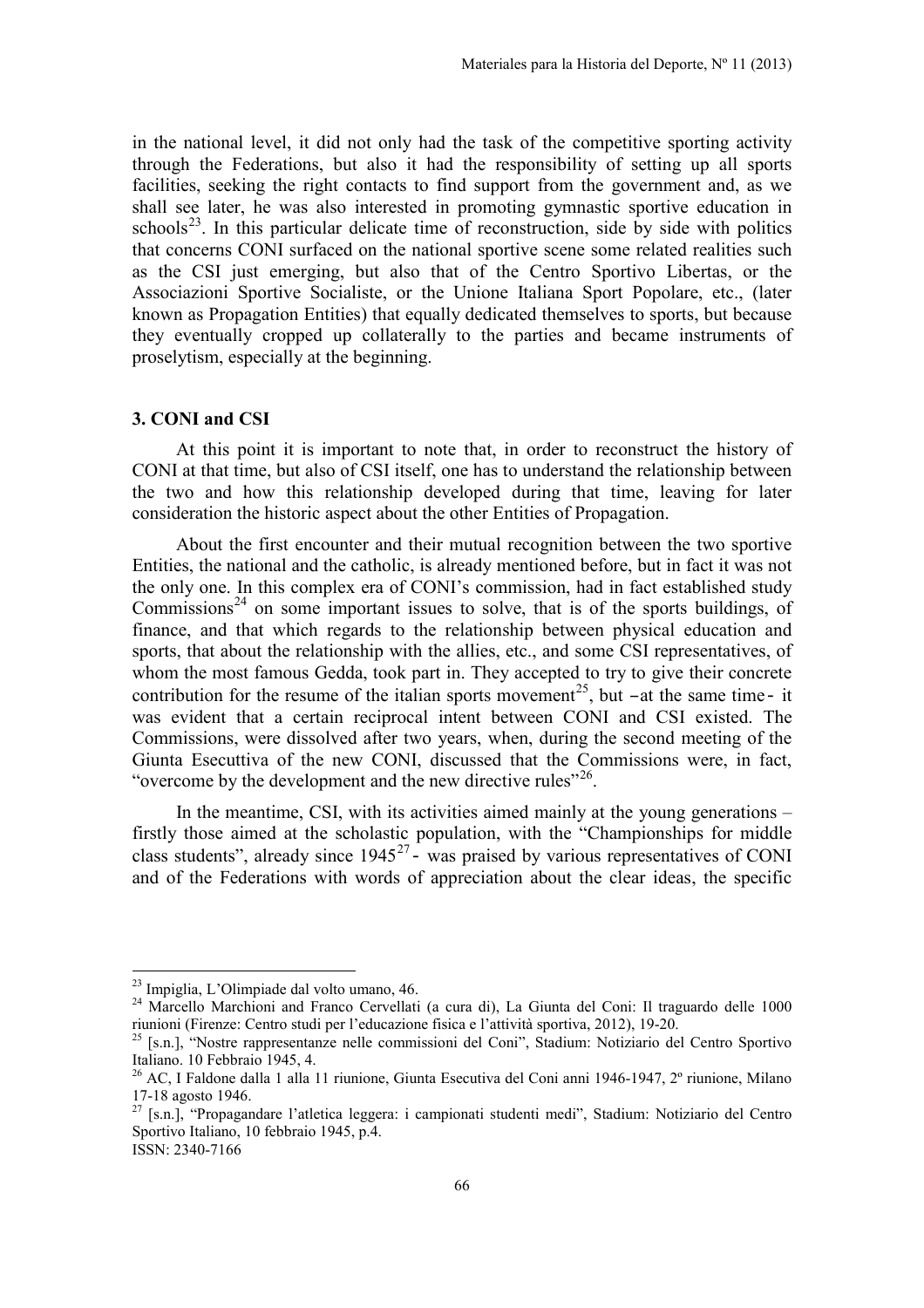in the national level, it did not only had the task of the competitive sporting activity through the Federations, but also it had the responsibility of setting up all sports facilities, seeking the right contacts to find support from the government and, as we shall see later, he was also interested in promoting gymnastic sportive education in schools[23]. In this particular delicate time of reconstruction, side by side with politics that concerns CONI surfaced on the national sportive scene some related realities such as the CSI just emerging, but also that of the Centro Sportivo Libertas, or the Associazioni Sportive Socialiste, or the Unione Italiana Sport Popolare, etc., (later known as Propagation Entities) that equally dedicated themselves to sports, but because they eventually cropped up collaterally to the parties and became instruments of proselytism, especially at the beginning.

### 3. CONI and CSI

At this point it is important to note that, in order to reconstruct the history of CONI at that time, but also of CSI itself, one has to understand the relationship between the two and how this relationship developed during that time, leaving for later consideration the historic aspect about the other Entities of Propagation.

About the first encounter and their mutual recognition between the two sportive Entities, the national and the catholic, is already mentioned before, but in fact it was not the only one. In this complex era of CONI's commission, had in fact established study Commissions[24] on some important issues to solve, that is of the sports buildings, of finance, and that which regards to the relationship between physical education and sports, that about the relationship with the allies, etc., and some CSI representatives, of whom the most famous Gedda, took part in. They accepted to try to give their concrete contribution for the resume of the italian sports movement[25], but –at the same time- it was evident that a certain reciprocal intent between CONI and CSI existed. The Commissions, were dissolved after two years, when, during the second meeting of the Giunta Esecuttiva of the new CONI, discussed that the Commissions were, in fact, "overcome by the development and the new directive rules"[26].

In the meantime, CSI, with its activities aimed mainly at the young generations – firstly those aimed at the scholastic population, with the "Championships for middle class students", already since 1945[27]- was praised by various representatives of CONI and of the Federations with words of appreciation about the clear ideas, the specific

---

[23] Impiglia, L'Olimpiade dal volto umano, 46.

[24] Marcello Marchioni and Franco Cervellati (a cura di), La Giunta del Coni: Il traguardo delle 1000 riunioni (Firenze: Centro studi per l'educazione fisica e l'attività sportiva, 2012), 19-20.

[25] [s.n.], "Nostre rappresentanze nelle commissioni del Coni", Stadium: Notiziario del Centro Sportivo Italiano. 10 Febbraio 1945, 4.

[26] AC, I Faldone dalla 1 alla 11 riunione, Giunta Esecutiva del Coni anni 1946-1947, 2º riunione, Milano 17-18 agosto 1946.

[27] [s.n.], "Propagandare l'atletica leggera: i campionati studenti medi", Stadium: Notiziario del Centro Sportivo Italiano, 10 febbraio 1945, p.4.

ISSN: 2340-7166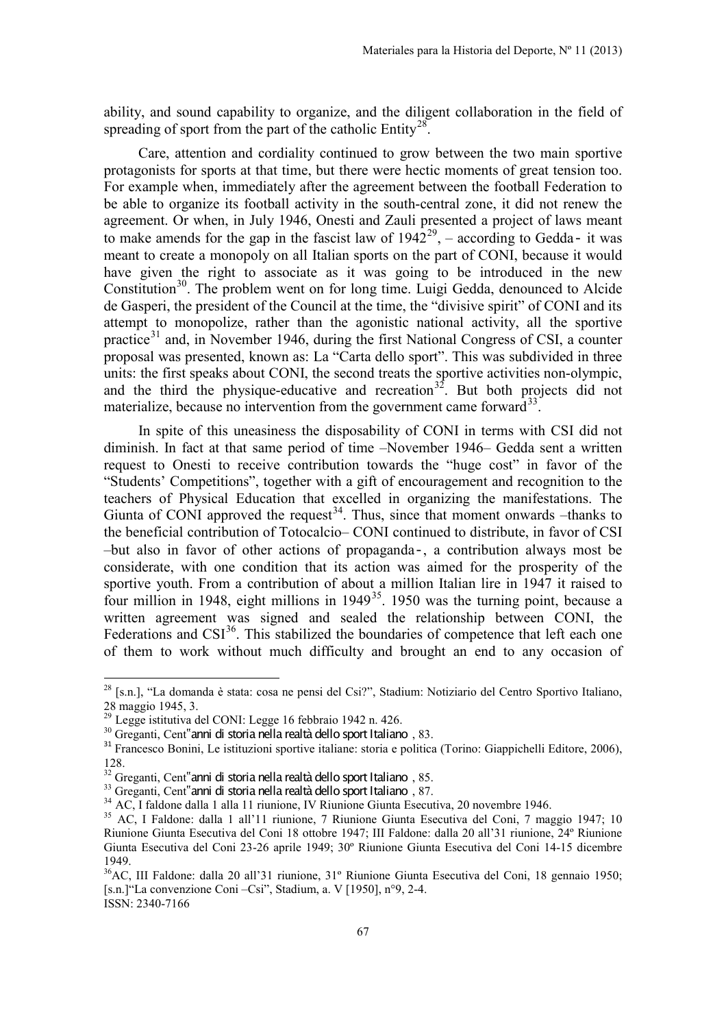ability, and sound capability to organize, and the diligent collaboration in the field of spreading of sport from the part of the catholic Entity[28].

Care, attention and cordiality continued to grow between the two main sportive protagonists for sports at that time, but there were hectic moments of great tension too. For example when, immediately after the agreement between the football Federation to be able to organize its football activity in the south-central zone, it did not renew the agreement. Or when, in July 1946, Onesti and Zauli presented a project of laws meant to make amends for the gap in the fascist law of 1942[29], – according to Gedda - it was meant to create a monopoly on all Italian sports on the part of CONI, because it would have given the right to associate as it was going to be introduced in the new Constitution[30]. The problem went on for long time. Luigi Gedda, denounced to Alcide de Gasperi, the president of the Council at the time, the "divisive spirit" of CONI and its attempt to monopolize, rather than the agonistic national activity, all the sportive practice[31] and, in November 1946, during the first National Congress of CSI, a counter proposal was presented, known as: La "Carta dello sport". This was subdivided in three units: the first speaks about CONI, the second treats the sportive activities non-olympic, and the third the physique-educative and recreation[32]. But both projects did not materialize, because no intervention from the government came forward[33].

In spite of this uneasiness the disposability of CONI in terms with CSI did not diminish. In fact at that same period of time –November 1946– Gedda sent a written request to Onesti to receive contribution towards the "huge cost" in favor of the "Students' Competitions", together with a gift of encouragement and recognition to the teachers of Physical Education that excelled in organizing the manifestations. The Giunta of CONI approved the request[34]. Thus, since that moment onwards –thanks to the beneficial contribution of Totocalcio– CONI continued to distribute, in favor of CSI –but also in favor of other actions of propaganda-, a contribution always most be considerate, with one condition that its action was aimed for the prosperity of the sportive youth. From a contribution of about a million Italian lire in 1947 it raised to four million in 1948, eight millions in 1949[35]. 1950 was the turning point, because a written agreement was signed and sealed the relationship between CONI, the Federations and CSI[36]. This stabilized the boundaries of competence that left each one of them to work without much difficulty and brought an end to any occasion of

---

[28] [s.n.], "La domanda è stata: cosa ne pensi del Csi?", Stadium: Notiziario del Centro Sportivo Italiano, 28 maggio 1945, 3.

[29] Legge istitutiva del CONI: Legge 16 febbraio 1942 n. 426.

[30] Greganti, Cent"anni di storia nella realtà dello sport Italiano , 83.

[31] Francesco Bonini, Le istituzioni sportive italiane: storia e politica (Torino: Giappichelli Editore, 2006), 128.

[32] Greganti, Cent"anni di storia nella realtà dello sport Italiano , 85.

[33] Greganti, Cent"anni di storia nella realtà dello sport Italiano , 87.

[34] AC, I faldone dalla 1 alla 11 riunione, IV Riunione Giunta Esecutiva, 20 novembre 1946.

[35] AC, I Faldone: dalla 1 all'11 riunione, 7 Riunione Giunta Esecutiva del Coni, 7 maggio 1947; 10 Riunione Giunta Esecutiva del Coni 18 ottobre 1947; III Faldone: dalla 20 all'31 riunione, 24º Riunione Giunta Esecutiva del Coni 23-26 aprile 1949; 30º Riunione Giunta Esecutiva del Coni 14-15 dicembre 1949.

[36] AC, III Faldone: dalla 20 all'31 riunione, 31º Riunione Giunta Esecutiva del Coni, 18 gennaio 1950; [s.n.]"La convenzione Coni –Csi", Stadium, a. V [1950], n°9, 2-4.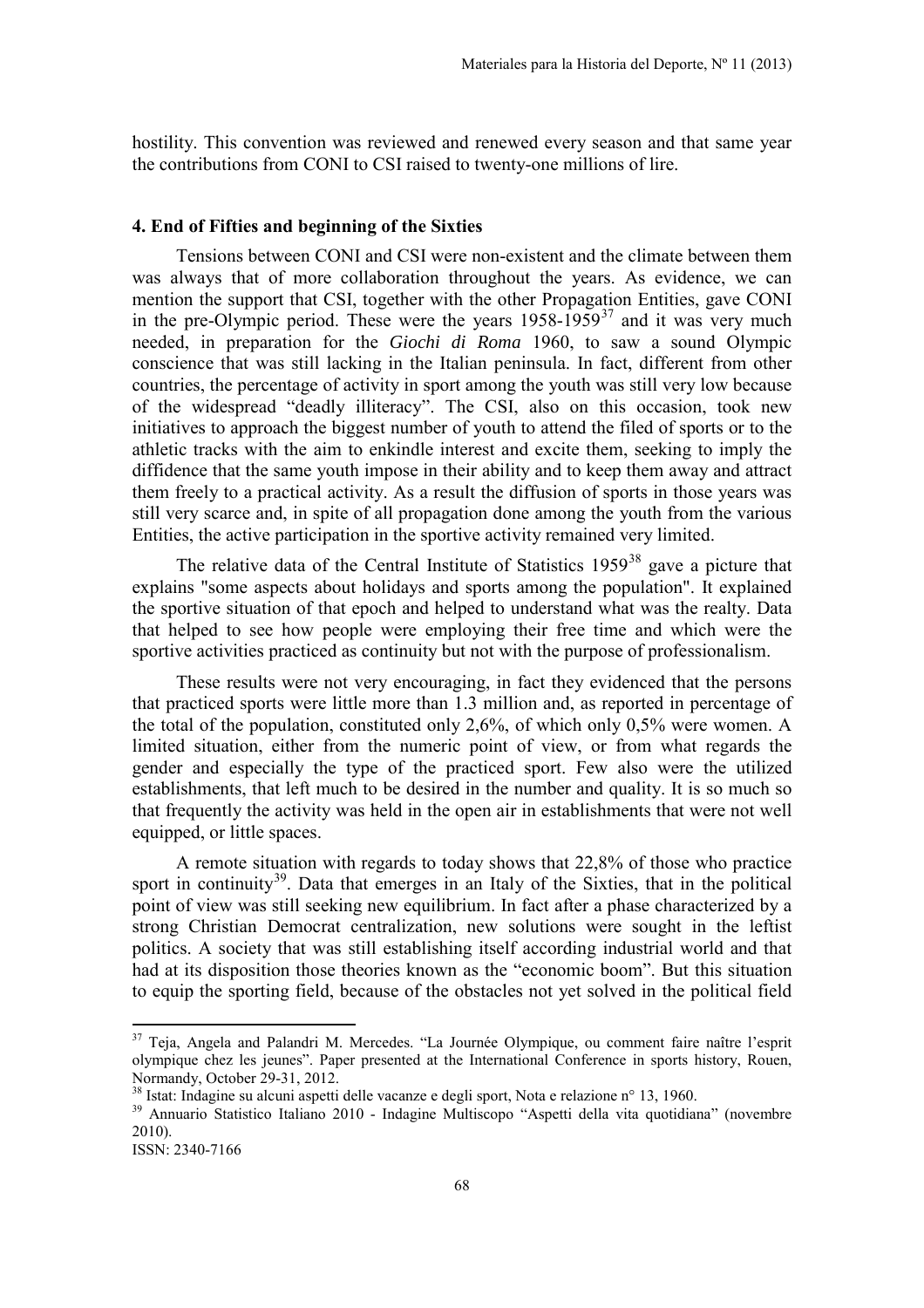hostility. This convention was reviewed and renewed every season and that same year the contributions from CONI to CSI raised to twenty-one millions of lire.

### 4. End of Fifties and beginning of the Sixties

Tensions between CONI and CSI were non-existent and the climate between them was always that of more collaboration throughout the years. As evidence, we can mention the support that CSI, together with the other Propagation Entities, gave CONI in the pre-Olympic period. These were the years 1958-1959[37] and it was very much needed, in preparation for the *Giochi di Roma* 1960, to saw a sound Olympic conscience that was still lacking in the Italian peninsula. In fact, different from other countries, the percentage of activity in sport among the youth was still very low because of the widespread "deadly illiteracy". The CSI, also on this occasion, took new initiatives to approach the biggest number of youth to attend the filed of sports or to the athletic tracks with the aim to enkindle interest and excite them, seeking to imply the diffidence that the same youth impose in their ability and to keep them away and attract them freely to a practical activity. As a result the diffusion of sports in those years was still very scarce and, in spite of all propagation done among the youth from the various Entities, the active participation in the sportive activity remained very limited.

The relative data of the Central Institute of Statistics 1959[38] gave a picture that explains "some aspects about holidays and sports among the population". It explained the sportive situation of that epoch and helped to understand what was the realty. Data that helped to see how people were employing their free time and which were the sportive activities practiced as continuity but not with the purpose of professionalism.

These results were not very encouraging, in fact they evidenced that the persons that practiced sports were little more than 1.3 million and, as reported in percentage of the total of the population, constituted only 2,6%, of which only 0,5% were women. A limited situation, either from the numeric point of view, or from what regards the gender and especially the type of the practiced sport. Few also were the utilized establishments, that left much to be desired in the number and quality. It is so much so that frequently the activity was held in the open air in establishments that were not well equipped, or little spaces.

A remote situation with regards to today shows that 22,8% of those who practice sport in continuity[39]. Data that emerges in an Italy of the Sixties, that in the political point of view was still seeking new equilibrium. In fact after a phase characterized by a strong Christian Democrat centralization, new solutions were sought in the leftist politics. A society that was still establishing itself according industrial world and that had at its disposition those theories known as the "economic boom". But this situation to equip the sporting field, because of the obstacles not yet solved in the political field

---

[37] Teja, Angela and Palandri M. Mercedes. "La Journée Olympique, ou comment faire naître l'esprit olympique chez les jeunes". Paper presented at the International Conference in sports history, Rouen, Normandy, October 29-31, 2012.

[38] Istat: Indagine su alcuni aspetti delle vacanze e degli sport, Nota e relazione n° 13, 1960.

[39] Annuario Statistico Italiano 2010 - Indagine Multiscopo "Aspetti della vita quotidiana" (novembre 2010).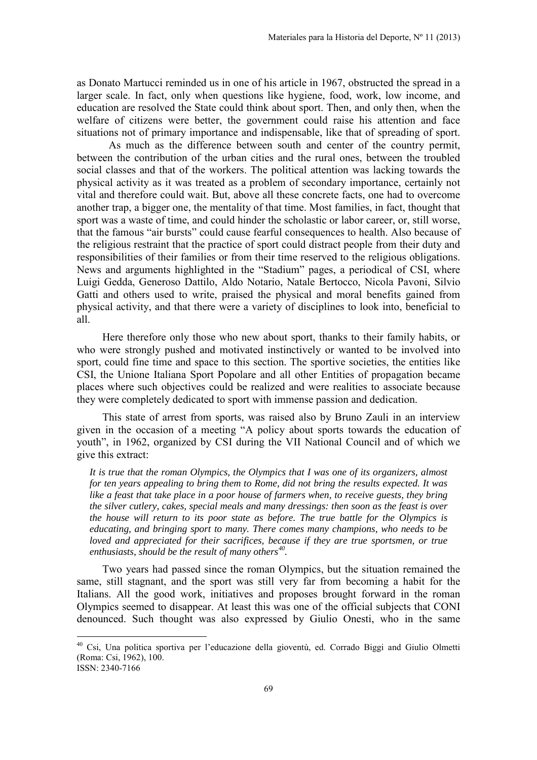as Donato Martucci reminded us in one of his article in 1967, obstructed the spread in a larger scale. In fact, only when questions like hygiene, food, work, low income, and education are resolved the State could think about sport. Then, and only then, when the welfare of citizens were better, the government could raise his attention and face situations not of primary importance and indispensable, like that of spreading of sport.

As much as the difference between south and center of the country permit, between the contribution of the urban cities and the rural ones, between the troubled social classes and that of the workers. The political attention was lacking towards the physical activity as it was treated as a problem of secondary importance, certainly not vital and therefore could wait. But, above all these concrete facts, one had to overcome another trap, a bigger one, the mentality of that time. Most families, in fact, thought that sport was a waste of time, and could hinder the scholastic or labor career, or, still worse, that the famous "air bursts" could cause fearful consequences to health. Also because of the religious restraint that the practice of sport could distract people from their duty and responsibilities of their families or from their time reserved to the religious obligations. News and arguments highlighted in the "Stadium" pages, a periodical of CSI, where Luigi Gedda, Generoso Dattilo, Aldo Notario, Natale Bertocco, Nicola Pavoni, Silvio Gatti and others used to write, praised the physical and moral benefits gained from physical activity, and that there were a variety of disciplines to look into, beneficial to all.

Here therefore only those who new about sport, thanks to their family habits, or who were strongly pushed and motivated instinctively or wanted to be involved into sport, could fine time and space to this section. The sportive societies, the entities like CSI, the Unione Italiana Sport Popolare and all other Entities of propagation became places where such objectives could be realized and were realities to associate because they were completely dedicated to sport with immense passion and dedication.

This state of arrest from sports, was raised also by Bruno Zauli in an interview given in the occasion of a meeting "A policy about sports towards the education of youth", in 1962, organized by CSI during the VII National Council and of which we give this extract:

> *It is true that the roman Olympics, the Olympics that I was one of its organizers, almost for ten years appealing to bring them to Rome, did not bring the results expected. It was like a feast that take place in a poor house of farmers when, to receive guests, they bring the silver cutlery, cakes, special meals and many dressings: then soon as the feast is over the house will return to its poor state as before. The true battle for the Olympics is educating, and bringing sport to many. There comes many champions, who needs to be loved and appreciated for their sacrifices, because if they are true sportsmen, or true enthusiasts, should be the result of many others*[40].

Two years had passed since the roman Olympics, but the situation remained the same, still stagnant, and the sport was still very far from becoming a habit for the Italians. All the good work, initiatives and proposes brought forward in the roman Olympics seemed to disappear. At least this was one of the official subjects that CONI denounced. Such thought was also expressed by Giulio Onesti, who in the same

---

[40] Csi, Una politica sportiva per l'educazione della gioventù, ed. Corrado Biggi and Giulio Olmetti (Roma: Csi, 1962), 100.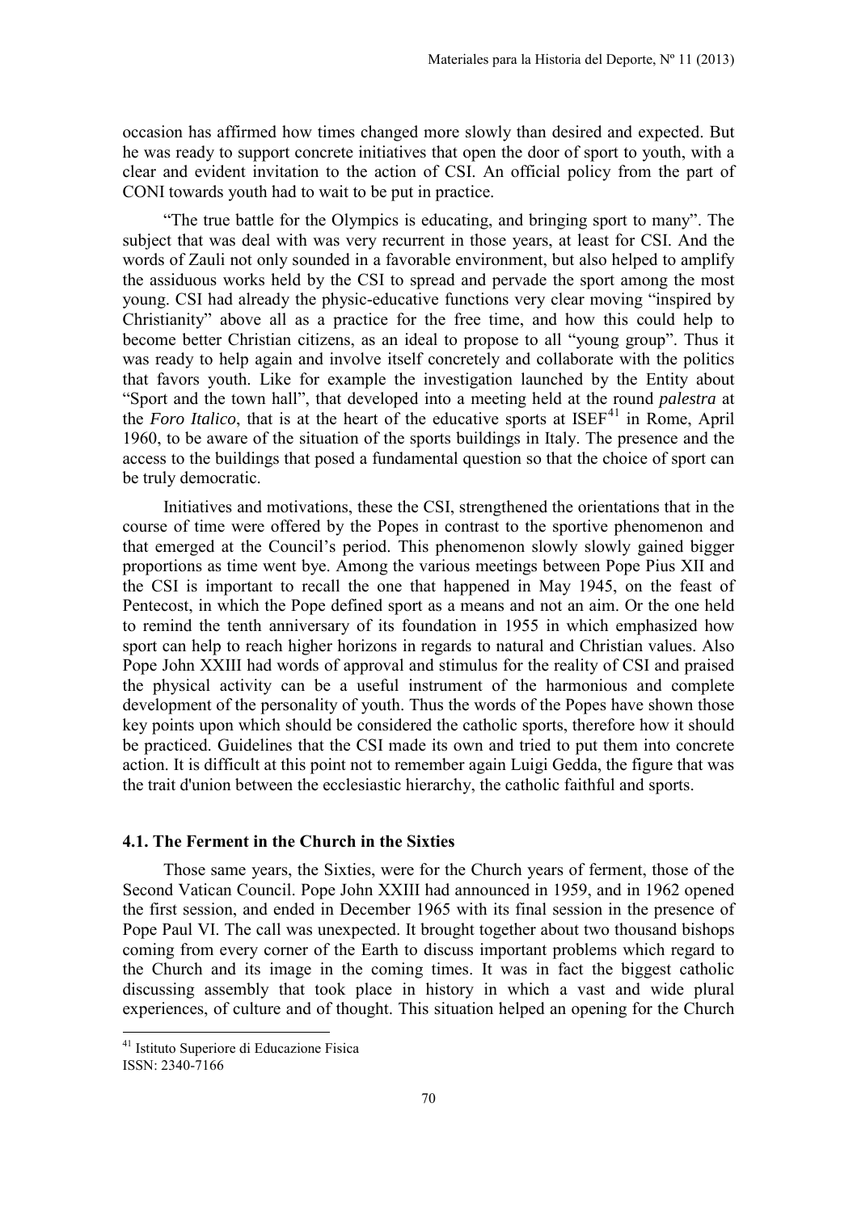occasion has affirmed how times changed more slowly than desired and expected. But he was ready to support concrete initiatives that open the door of sport to youth, with a clear and evident invitation to the action of CSI. An official policy from the part of CONI towards youth had to wait to be put in practice.

"The true battle for the Olympics is educating, and bringing sport to many". The subject that was deal with was very recurrent in those years, at least for CSI. And the words of Zauli not only sounded in a favorable environment, but also helped to amplify the assiduous works held by the CSI to spread and pervade the sport among the most young. CSI had already the physic-educative functions very clear moving "inspired by Christianity" above all as a practice for the free time, and how this could help to become better Christian citizens, as an ideal to propose to all "young group". Thus it was ready to help again and involve itself concretely and collaborate with the politics that favors youth. Like for example the investigation launched by the Entity about "Sport and the town hall", that developed into a meeting held at the round *palestra* at the *Foro Italico*, that is at the heart of the educative sports at ISEF[41] in Rome, April 1960, to be aware of the situation of the sports buildings in Italy. The presence and the access to the buildings that posed a fundamental question so that the choice of sport can be truly democratic.

Initiatives and motivations, these the CSI, strengthened the orientations that in the course of time were offered by the Popes in contrast to the sportive phenomenon and that emerged at the Council's period. This phenomenon slowly slowly gained bigger proportions as time went bye. Among the various meetings between Pope Pius XII and the CSI is important to recall the one that happened in May 1945, on the feast of Pentecost, in which the Pope defined sport as a means and not an aim. Or the one held to remind the tenth anniversary of its foundation in 1955 in which emphasized how sport can help to reach higher horizons in regards to natural and Christian values. Also Pope John XXIII had words of approval and stimulus for the reality of CSI and praised the physical activity can be a useful instrument of the harmonious and complete development of the personality of youth. Thus the words of the Popes have shown those key points upon which should be considered the catholic sports, therefore how it should be practiced. Guidelines that the CSI made its own and tried to put them into concrete action. It is difficult at this point not to remember again Luigi Gedda, the figure that was the trait d'union between the ecclesiastic hierarchy, the catholic faithful and sports.

### 4.1. The Ferment in the Church in the Sixties

Those same years, the Sixties, were for the Church years of ferment, those of the Second Vatican Council. Pope John XXIII had announced in 1959, and in 1962 opened the first session, and ended in December 1965 with its final session in the presence of Pope Paul VI. The call was unexpected. It brought together about two thousand bishops coming from every corner of the Earth to discuss important problems which regard to the Church and its image in the coming times. It was in fact the biggest catholic discussing assembly that took place in history in which a vast and wide plural experiences, of culture and of thought. This situation helped an opening for the Church

[41] Istituto Superiore di Educazione Fisica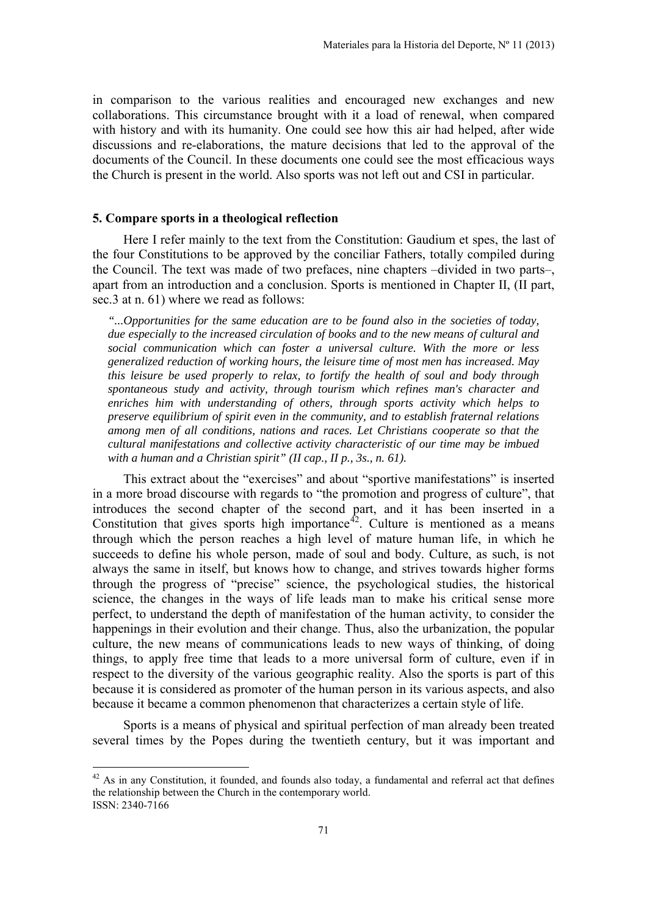in comparison to the various realities and encouraged new exchanges and new collaborations. This circumstance brought with it a load of renewal, when compared with history and with its humanity. One could see how this air had helped, after wide discussions and re-elaborations, the mature decisions that led to the approval of the documents of the Council. In these documents one could see the most efficacious ways the Church is present in the world. Also sports was not left out and CSI in particular.

## 5. Compare sports in a theological reflection

Here I refer mainly to the text from the Constitution: Gaudium et spes, the last of the four Constitutions to be approved by the conciliar Fathers, totally compiled during the Council. The text was made of two prefaces, nine chapters –divided in two parts–, apart from an introduction and a conclusion. Sports is mentioned in Chapter II, (II part, sec.3 at n. 61) where we read as follows:

> *"...Opportunities for the same education are to be found also in the societies of today, due especially to the increased circulation of books and to the new means of cultural and social communication which can foster a universal culture. With the more or less generalized reduction of working hours, the leisure time of most men has increased. May this leisure be used properly to relax, to fortify the health of soul and body through spontaneous study and activity, through tourism which refines man's character and enriches him with understanding of others, through sports activity which helps to preserve equilibrium of spirit even in the community, and to establish fraternal relations among men of all conditions, nations and races. Let Christians cooperate so that the cultural manifestations and collective activity characteristic of our time may be imbued with a human and a Christian spirit" (II cap., II p., 3s., n. 61).*

This extract about the "exercises" and about "sportive manifestations" is inserted in a more broad discourse with regards to "the promotion and progress of culture", that introduces the second chapter of the second part, and it has been inserted in a Constitution that gives sports high importance[42]. Culture is mentioned as a means through which the person reaches a high level of mature human life, in which he succeeds to define his whole person, made of soul and body. Culture, as such, is not always the same in itself, but knows how to change, and strives towards higher forms through the progress of "precise" science, the psychological studies, the historical science, the changes in the ways of life leads man to make his critical sense more perfect, to understand the depth of manifestation of the human activity, to consider the happenings in their evolution and their change. Thus, also the urbanization, the popular culture, the new means of communications leads to new ways of thinking, of doing things, to apply free time that leads to a more universal form of culture, even if in respect to the diversity of the various geographic reality. Also the sports is part of this because it is considered as promoter of the human person in its various aspects, and also because it became a common phenomenon that characterizes a certain style of life.

Sports is a means of physical and spiritual perfection of man already been treated several times by the Popes during the twentieth century, but it was important and

---

[42] As in any Constitution, it founded, and founds also today, a fundamental and referral act that defines the relationship between the Church in the contemporary world.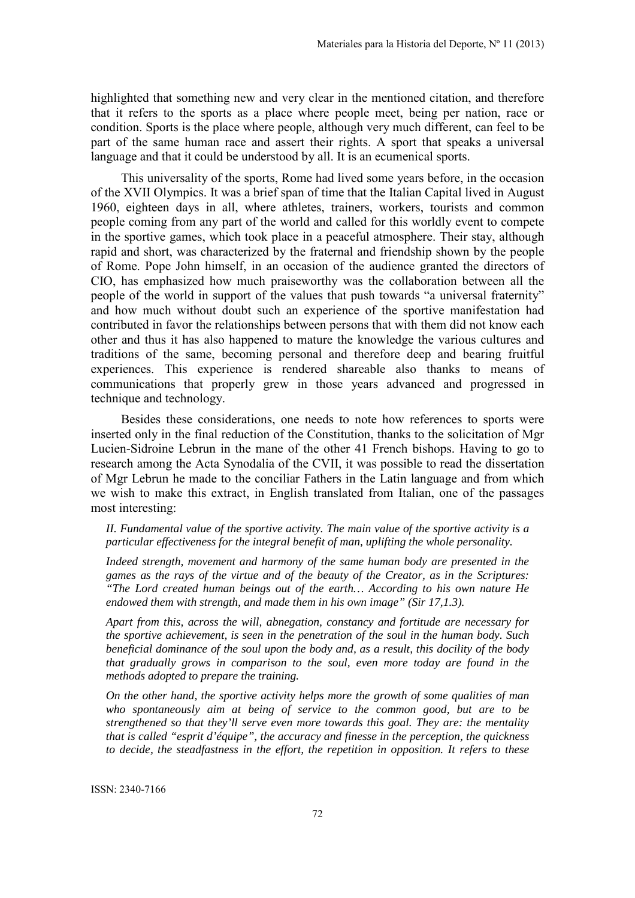highlighted that something new and very clear in the mentioned citation, and therefore that it refers to the sports as a place where people meet, being per nation, race or condition. Sports is the place where people, although very much different, can feel to be part of the same human race and assert their rights. A sport that speaks a universal language and that it could be understood by all. It is an ecumenical sports.

This universality of the sports, Rome had lived some years before, in the occasion of the XVII Olympics. It was a brief span of time that the Italian Capital lived in August 1960, eighteen days in all, where athletes, trainers, workers, tourists and common people coming from any part of the world and called for this worldly event to compete in the sportive games, which took place in a peaceful atmosphere. Their stay, although rapid and short, was characterized by the fraternal and friendship shown by the people of Rome. Pope John himself, in an occasion of the audience granted the directors of CIO, has emphasized how much praiseworthy was the collaboration between all the people of the world in support of the values that push towards "a universal fraternity" and how much without doubt such an experience of the sportive manifestation had contributed in favor the relationships between persons that with them did not know each other and thus it has also happened to mature the knowledge the various cultures and traditions of the same, becoming personal and therefore deep and bearing fruitful experiences. This experience is rendered shareable also thanks to means of communications that properly grew in those years advanced and progressed in technique and technology.

Besides these considerations, one needs to note how references to sports were inserted only in the final reduction of the Constitution, thanks to the solicitation of Mgr Lucien-Sidroine Lebrun in the mane of the other 41 French bishops. Having to go to research among the Acta Synodalia of the CVII, it was possible to read the dissertation of Mgr Lebrun he made to the conciliar Fathers in the Latin language and from which we wish to make this extract, in English translated from Italian, one of the passages most interesting:

*II. Fundamental value of the sportive activity. The main value of the sportive activity is a particular effectiveness for the integral benefit of man, uplifting the whole personality.*

*Indeed strength, movement and harmony of the same human body are presented in the games as the rays of the virtue and of the beauty of the Creator, as in the Scriptures: "The Lord created human beings out of the earth… According to his own nature He endowed them with strength, and made them in his own image" (Sir 17,1.3).*

*Apart from this, across the will, abnegation, constancy and fortitude are necessary for the sportive achievement, is seen in the penetration of the soul in the human body. Such beneficial dominance of the soul upon the body and, as a result, this docility of the body that gradually grows in comparison to the soul, even more today are found in the methods adopted to prepare the training.*

*On the other hand, the sportive activity helps more the growth of some qualities of man who spontaneously aim at being of service to the common good, but are to be strengthened so that they'll serve even more towards this goal. They are: the mentality that is called "esprit d'équipe", the accuracy and finesse in the perception, the quickness to decide, the steadfastness in the effort, the repetition in opposition. It refers to these*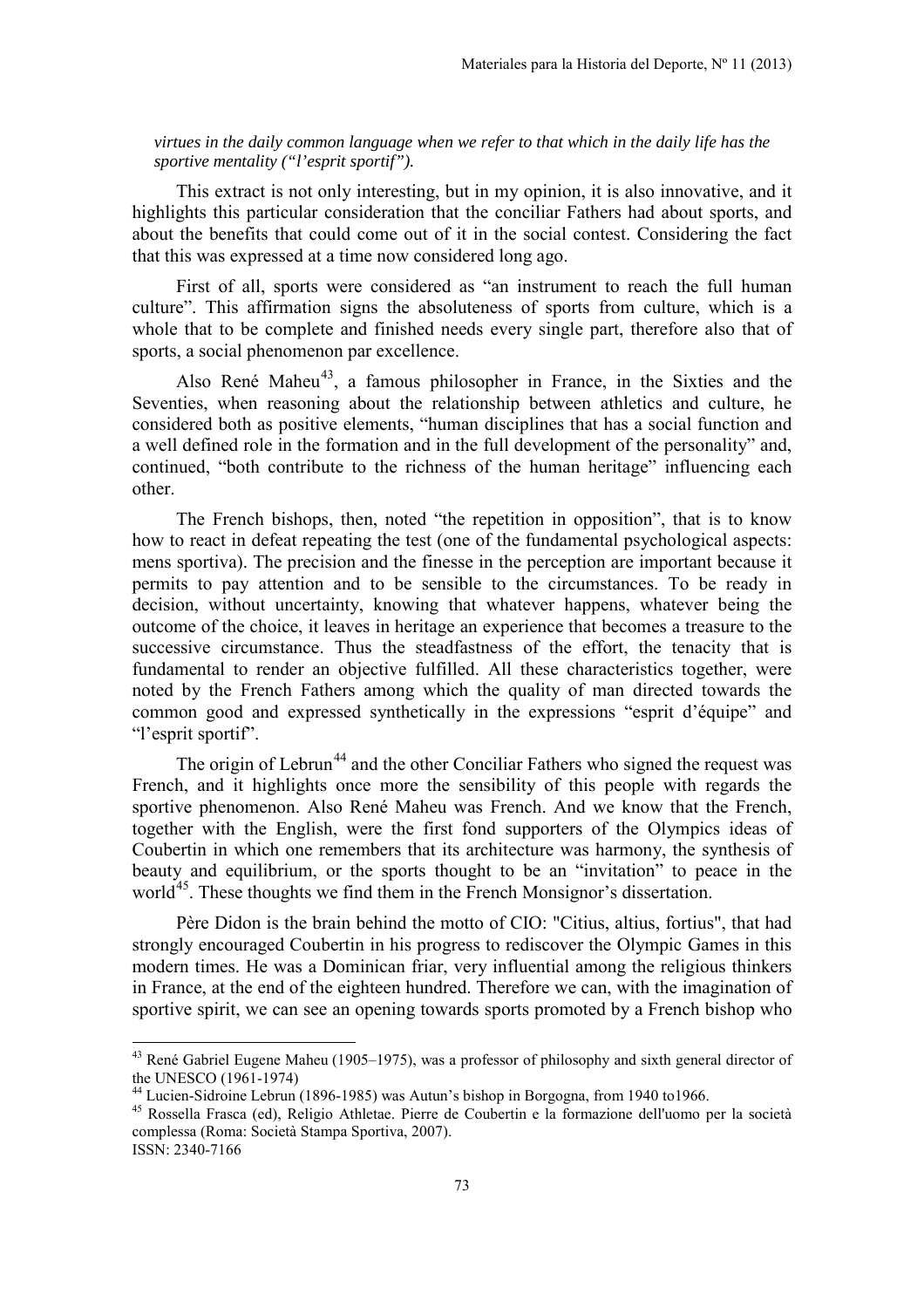*virtues in the daily common language when we refer to that which in the daily life has the sportive mentality ("l'esprit sportif").*

This extract is not only interesting, but in my opinion, it is also innovative, and it highlights this particular consideration that the conciliar Fathers had about sports, and about the benefits that could come out of it in the social contest. Considering the fact that this was expressed at a time now considered long ago.

First of all, sports were considered as "an instrument to reach the full human culture". This affirmation signs the absoluteness of sports from culture, which is a whole that to be complete and finished needs every single part, therefore also that of sports, a social phenomenon par excellence.

Also René Maheu[43], a famous philosopher in France, in the Sixties and the Seventies, when reasoning about the relationship between athletics and culture, he considered both as positive elements, "human disciplines that has a social function and a well defined role in the formation and in the full development of the personality" and, continued, "both contribute to the richness of the human heritage" influencing each other.

The French bishops, then, noted "the repetition in opposition", that is to know how to react in defeat repeating the test (one of the fundamental psychological aspects: mens sportiva). The precision and the finesse in the perception are important because it permits to pay attention and to be sensible to the circumstances. To be ready in decision, without uncertainty, knowing that whatever happens, whatever being the outcome of the choice, it leaves in heritage an experience that becomes a treasure to the successive circumstance. Thus the steadfastness of the effort, the tenacity that is fundamental to render an objective fulfilled. All these characteristics together, were noted by the French Fathers among which the quality of man directed towards the common good and expressed synthetically in the expressions "esprit d'équipe" and "l'esprit sportif".

The origin of Lebrun[44] and the other Conciliar Fathers who signed the request was French, and it highlights once more the sensibility of this people with regards the sportive phenomenon. Also René Maheu was French. And we know that the French, together with the English, were the first fond supporters of the Olympics ideas of Coubertin in which one remembers that its architecture was harmony, the synthesis of beauty and equilibrium, or the sports thought to be an "invitation" to peace in the world[45]. These thoughts we find them in the French Monsignor's dissertation.

Père Didon is the brain behind the motto of CIO: "Citius, altius, fortius", that had strongly encouraged Coubertin in his progress to rediscover the Olympic Games in this modern times. He was a Dominican friar, very influential among the religious thinkers in France, at the end of the eighteen hundred. Therefore we can, with the imagination of sportive spirit, we can see an opening towards sports promoted by a French bishop who

---

[43] René Gabriel Eugene Maheu (1905–1975), was a professor of philosophy and sixth general director of the UNESCO (1961-1974)

[44] Lucien-Sidroine Lebrun (1896-1985) was Autun's bishop in Borgogna, from 1940 to1966.

[45] Rossella Frasca (ed), Religio Athletae. Pierre de Coubertin e la formazione dell'uomo per la società complessa (Roma: Società Stampa Sportiva, 2007).

ISSN: 2340-7166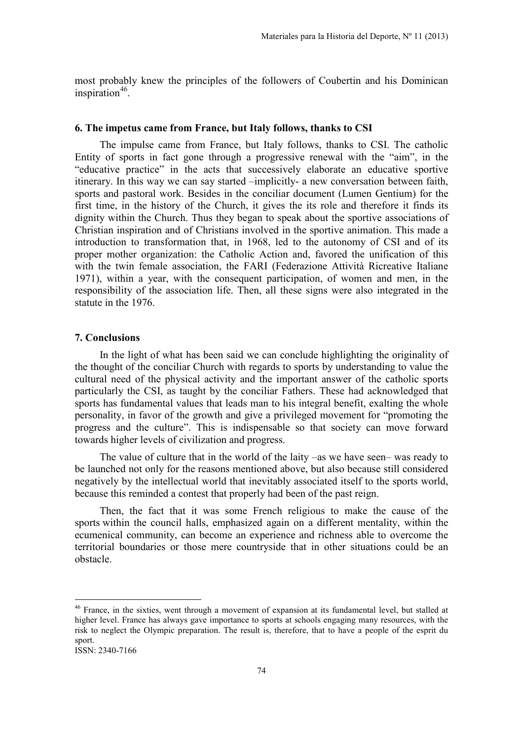most probably knew the principles of the followers of Coubertin and his Dominican inspiration[46].

### 6. The impetus came from France, but Italy follows, thanks to CSI

The impulse came from France, but Italy follows, thanks to CSI. The catholic Entity of sports in fact gone through a progressive renewal with the "aim", in the "educative practice" in the acts that successively elaborate an educative sportive itinerary. In this way we can say started –implicitly- a new conversation between faith, sports and pastoral work. Besides in the conciliar document (Lumen Gentium) for the first time, in the history of the Church, it gives the its role and therefore it finds its dignity within the Church. Thus they began to speak about the sportive associations of Christian inspiration and of Christians involved in the sportive animation. This made a introduction to transformation that, in 1968, led to the autonomy of CSI and of its proper mother organization: the Catholic Action and, favored the unification of this with the twin female association, the FARI (Federazione Attività Ricreative Italiane 1971), within a year, with the consequent participation, of women and men, in the responsibility of the association life. Then, all these signs were also integrated in the statute in the 1976.

### 7. Conclusions

In the light of what has been said we can conclude highlighting the originality of the thought of the conciliar Church with regards to sports by understanding to value the cultural need of the physical activity and the important answer of the catholic sports particularly the CSI, as taught by the conciliar Fathers. These had acknowledged that sports has fundamental values that leads man to his integral benefit, exalting the whole personality, in favor of the growth and give a privileged movement for "promoting the progress and the culture". This is indispensable so that society can move forward towards higher levels of civilization and progress.

The value of culture that in the world of the laity –as we have seen– was ready to be launched not only for the reasons mentioned above, but also because still considered negatively by the intellectual world that inevitably associated itself to the sports world, because this reminded a contest that properly had been of the past reign.

Then, the fact that it was some French religious to make the cause of the sports within the council halls, emphasized again on a different mentality, within the ecumenical community, can become an experience and richness able to overcome the territorial boundaries or those mere countryside that in other situations could be an obstacle.

---

[46] France, in the sixties, went through a movement of expansion at its fundamental level, but stalled at higher level. France has always gave importance to sports at schools engaging many resources, with the risk to neglect the Olympic preparation. The result is, therefore, that to have a people of the esprit du sport.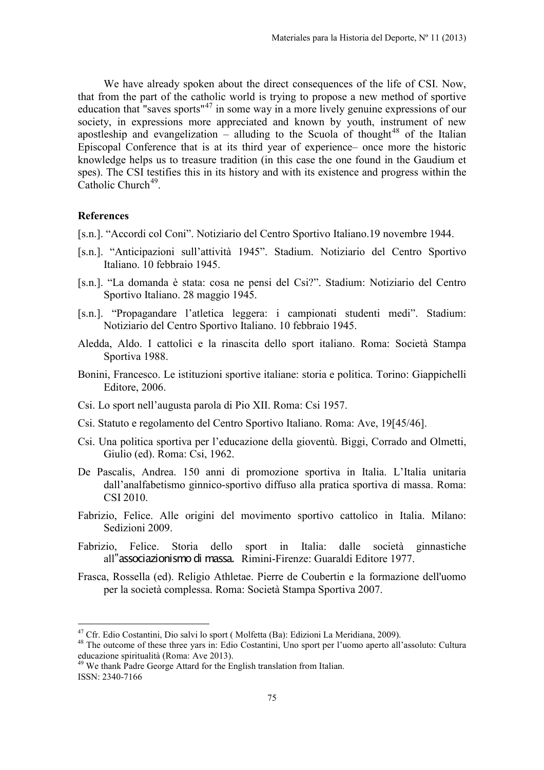We have already spoken about the direct consequences of the life of CSI. Now, that from the part of the catholic world is trying to propose a new method of sportive education that "saves sports"[47] in some way in a more lively genuine expressions of our society, in expressions more appreciated and known by youth, instrument of new apostleship and evangelization – alluding to the Scuola of thought[48] of the Italian Episcopal Conference that is at its third year of experience– once more the historic knowledge helps us to treasure tradition (in this case the one found in the Gaudium et spes). The CSI testifies this in its history and with its existence and progress within the Catholic Church[49].

## References

[s.n.]. "Accordi col Coni". Notiziario del Centro Sportivo Italiano.19 novembre 1944.

[s.n.]. "Anticipazioni sull'attività 1945". Stadium. Notiziario del Centro Sportivo Italiano. 10 febbraio 1945.

[s.n.]. "La domanda è stata: cosa ne pensi del Csi?". Stadium: Notiziario del Centro Sportivo Italiano. 28 maggio 1945.

[s.n.]. "Propagandare l'atletica leggera: i campionati studenti medi". Stadium: Notiziario del Centro Sportivo Italiano. 10 febbraio 1945.

Aledda, Aldo. I cattolici e la rinascita dello sport italiano. Roma: Società Stampa Sportiva 1988.

Bonini, Francesco. Le istituzioni sportive italiane: storia e politica. Torino: Giappichelli Editore, 2006.

Csi. Lo sport nell'augusta parola di Pio XII. Roma: Csi 1957.

Csi. Statuto e regolamento del Centro Sportivo Italiano. Roma: Ave, 19[45/46].

Csi. Una politica sportiva per l'educazione della gioventù. Biggi, Corrado and Olmetti, Giulio (ed). Roma: Csi, 1962.

De Pascalis, Andrea. 150 anni di promozione sportiva in Italia. L'Italia unitaria dall'analfabetismo ginnico-sportivo diffuso alla pratica sportiva di massa. Roma: CSI 2010.

Fabrizio, Felice. Alle origini del movimento sportivo cattolico in Italia. Milano: Sedizioni 2009.

Fabrizio, Felice. Storia dello sport in Italia: dalle società ginnastiche all"associazionismo di massa. Rimini-Firenze: Guaraldi Editore 1977.

Frasca, Rossella (ed). Religio Athletae. Pierre de Coubertin e la formazione dell'uomo per la società complessa. Roma: Società Stampa Sportiva 2007.

---

[47] Cfr. Edio Costantini, Dio salvi lo sport ( Molfetta (Ba): Edizioni La Meridiana, 2009).

[48] The outcome of these three yars in: Edio Costantini, Uno sport per l'uomo aperto all'assoluto: Cultura educazione spiritualità (Roma: Ave 2013).

[49] We thank Padre George Attard for the English translation from Italian.

ISSN: 2340-7166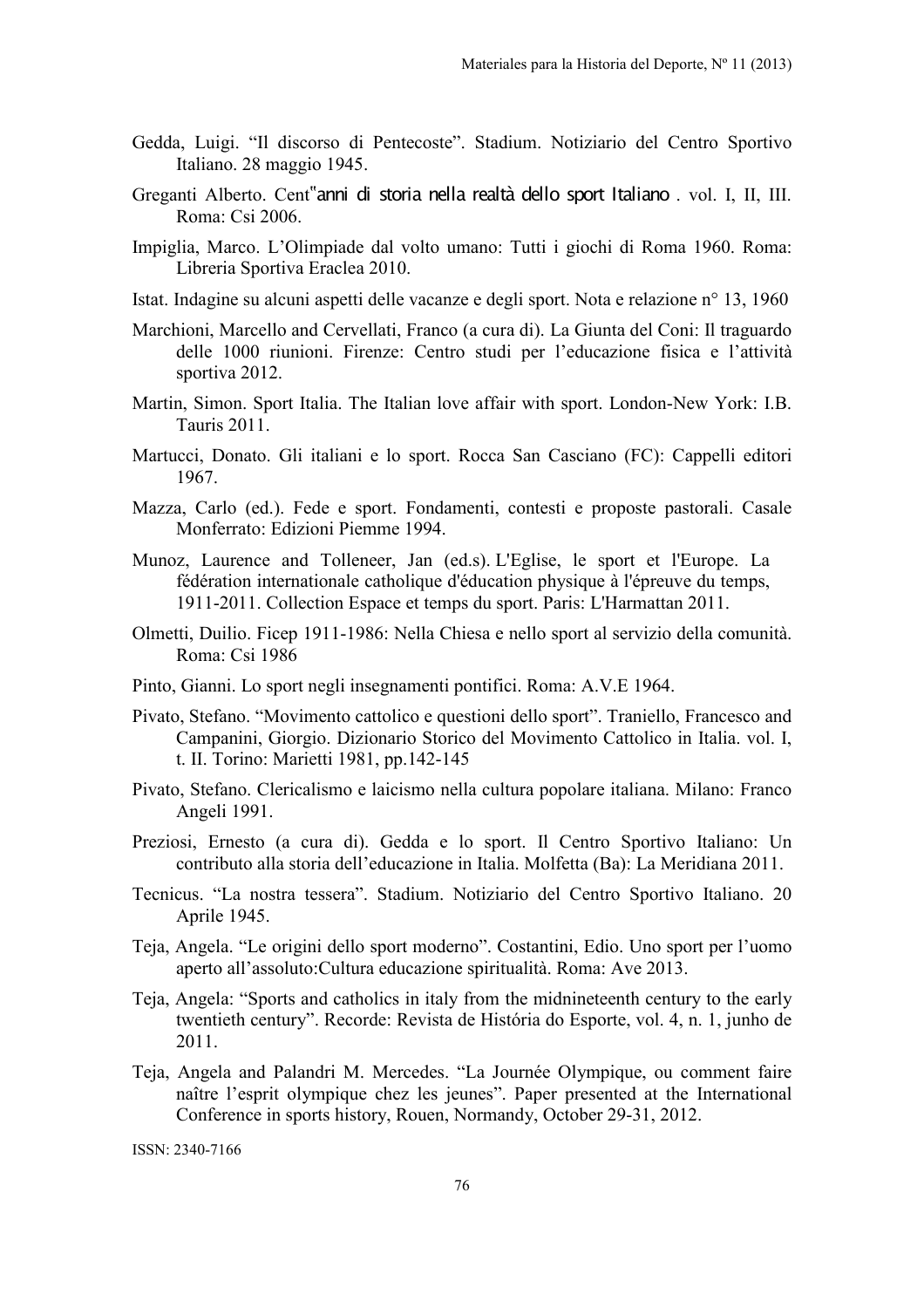Gedda, Luigi. "Il discorso di Pentecoste". Stadium. Notiziario del Centro Sportivo Italiano. 28 maggio 1945.

Greganti Alberto. Cent"anni di storia nella realtà dello sport Italiano . vol. I, II, III. Roma: Csi 2006.

Impiglia, Marco. L'Olimpiade dal volto umano: Tutti i giochi di Roma 1960. Roma: Libreria Sportiva Eraclea 2010.

Istat. Indagine su alcuni aspetti delle vacanze e degli sport. Nota e relazione n° 13, 1960

Marchioni, Marcello and Cervellati, Franco (a cura di). La Giunta del Coni: Il traguardo delle 1000 riunioni. Firenze: Centro studi per l'educazione fisica e l'attività sportiva 2012.

Martin, Simon. Sport Italia. The Italian love affair with sport. London-New York: I.B. Tauris 2011.

Martucci, Donato. Gli italiani e lo sport. Rocca San Casciano (FC): Cappelli editori 1967.

Mazza, Carlo (ed.). Fede e sport. Fondamenti, contesti e proposte pastorali. Casale Monferrato: Edizioni Piemme 1994.

Munoz, Laurence and Tolleneer, Jan (ed.s). L'Eglise, le sport et l'Europe. La fédération internationale catholique d'éducation physique à l'épreuve du temps, 1911-2011. Collection Espace et temps du sport. Paris: L'Harmattan 2011.

Olmetti, Duilio. Ficep 1911-1986: Nella Chiesa e nello sport al servizio della comunità. Roma: Csi 1986

Pinto, Gianni. Lo sport negli insegnamenti pontifici. Roma: A.V.E 1964.

Pivato, Stefano. "Movimento cattolico e questioni dello sport". Traniello, Francesco and Campanini, Giorgio. Dizionario Storico del Movimento Cattolico in Italia. vol. I, t. II. Torino: Marietti 1981, pp.142-145

Pivato, Stefano. Clericalismo e laicismo nella cultura popolare italiana. Milano: Franco Angeli 1991.

Preziosi, Ernesto (a cura di). Gedda e lo sport. Il Centro Sportivo Italiano: Un contributo alla storia dell'educazione in Italia. Molfetta (Ba): La Meridiana 2011.

Tecnicus. "La nostra tessera". Stadium. Notiziario del Centro Sportivo Italiano. 20 Aprile 1945.

Teja, Angela. "Le origini dello sport moderno". Costantini, Edio. Uno sport per l'uomo aperto all'assoluto:Cultura educazione spiritualità. Roma: Ave 2013.

Teja, Angela: "Sports and catholics in italy from the midnineteenth century to the early twentieth century". Recorde: Revista de História do Esporte, vol. 4, n. 1, junho de 2011.

Teja, Angela and Palandri M. Mercedes. "La Journée Olympique, ou comment faire naître l'esprit olympique chez les jeunes". Paper presented at the International Conference in sports history, Rouen, Normandy, October 29-31, 2012.